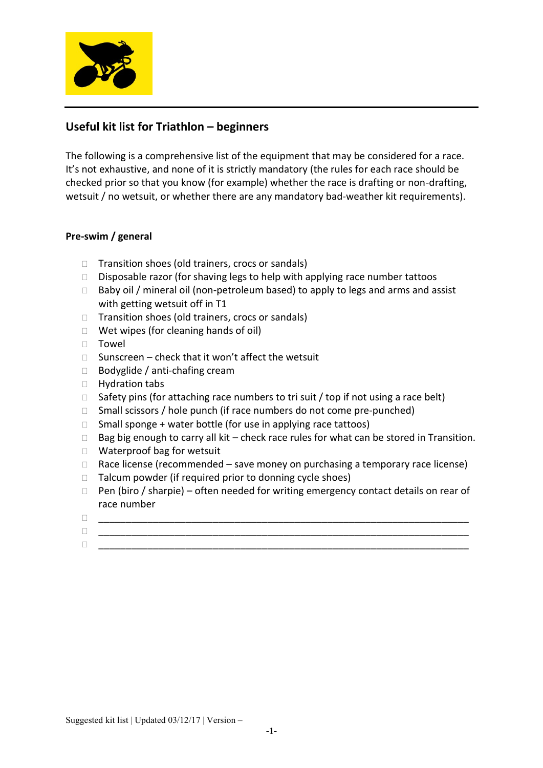## Useful kit list for Triathlon – beginners

The following is a comprehensive list of the equipment that may be considered for a race. It's not exhaustive, and none of it is strictly mandatory (the rules for each race should be checked prior so that you know (for example) whether the race is drafting or non-drafting, wetsuit / no wetsuit, or whether there are any mandatory bad-weather kit requirements).

### Pre-swim / general

- [ ] Transition shoes (old trainers, crocs or sandals)
- [ ] Disposable razor (for shaving legs to help with applying race number tattoos
- [ ] Baby oil / mineral oil (non-petroleum based) to apply to legs and arms and assist with getting wetsuit off in T1
- [ ] Transition shoes (old trainers, crocs or sandals)
- [ ] Wet wipes (for cleaning hands of oil)
- [ ] Towel
- [ ] Sunscreen – check that it won't affect the wetsuit
- [ ] Bodyglide / anti-chafing cream
- [ ] Hydration tabs
- [ ] Safety pins (for attaching race numbers to tri suit / top if not using a race belt)
- [ ] Small scissors / hole punch (if race numbers do not come pre-punched)
- [ ] Small sponge + water bottle (for use in applying race tattoos)
- [ ] Bag big enough to carry all kit – check race rules for what can be stored in Transition.
- [ ] Waterproof bag for wetsuit
- [ ] Race license (recommended – save money on purchasing a temporary race license)
- [ ] Talcum powder (if required prior to donning cycle shoes)
- [ ] Pen (biro / sharpie) – often needed for writing emergency contact details on rear of race number
- [ ] ________________________________________________________________
- [ ] ________________________________________________________________
- [ ] ________________________________________________________________

Suggested kit list | Updated 03/12/17 | Version –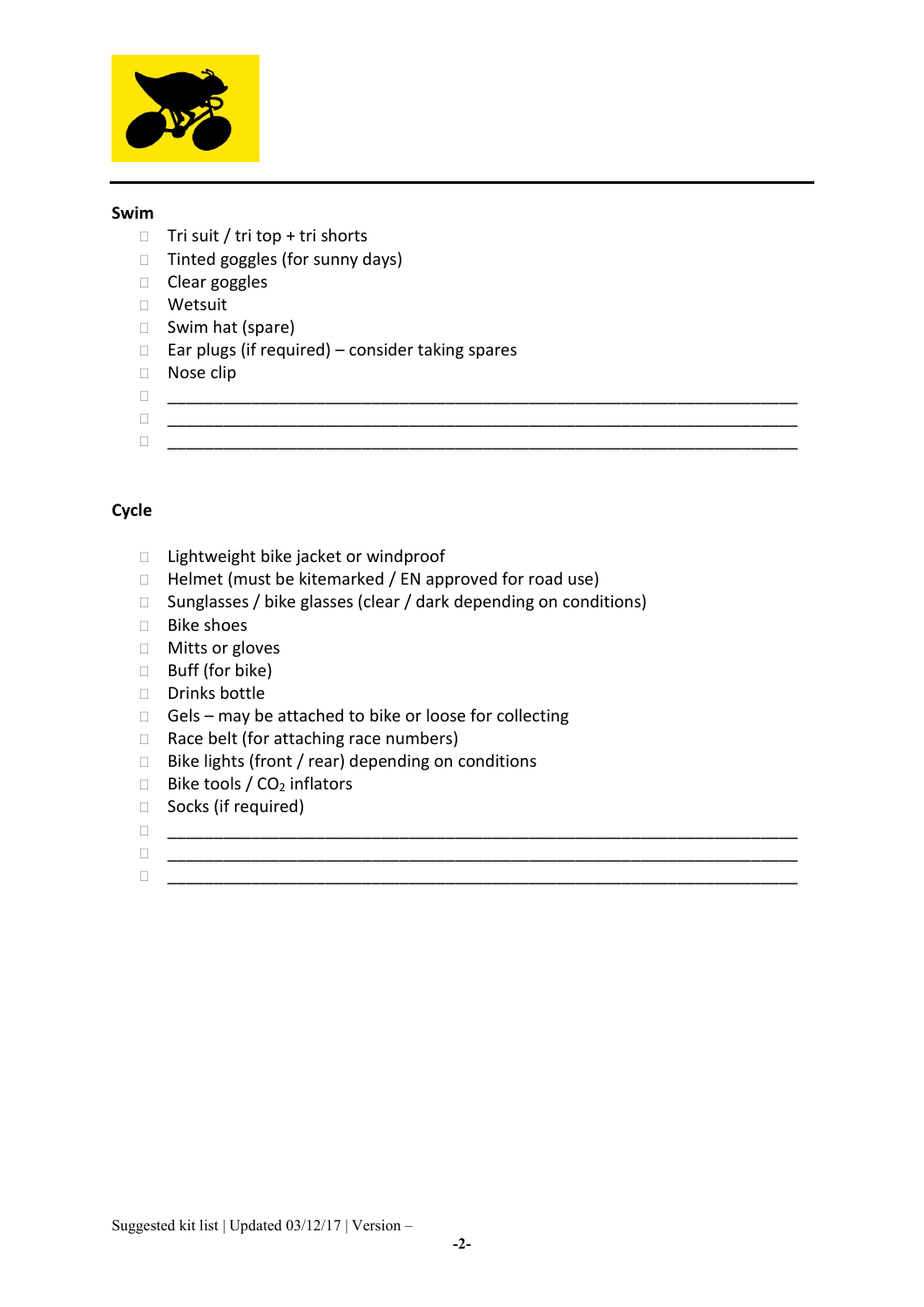## Swim

- [ ] Tri suit / tri top + tri shorts
- [ ] Tinted goggles (for sunny days)
- [ ] Clear goggles
- [ ] Wetsuit
- [ ] Swim hat (spare)
- [ ] Ear plugs (if required) – consider taking spares
- [ ] Nose clip
- [ ] ______________________________________________________________
- [ ] ______________________________________________________________
- [ ] ______________________________________________________________

## Cycle

- [ ] Lightweight bike jacket or windproof
- [ ] Helmet (must be kitemarked / EN approved for road use)
- [ ] Sunglasses / bike glasses (clear / dark depending on conditions)
- [ ] Bike shoes
- [ ] Mitts or gloves
- [ ] Buff (for bike)
- [ ] Drinks bottle
- [ ] Gels – may be attached to bike or loose for collecting
- [ ] Race belt (for attaching race numbers)
- [ ] Bike lights (front / rear) depending on conditions
- [ ] Bike tools / $CO_2$ inflators
- [ ] Socks (if required)
- [ ] ______________________________________________________________
- [ ] ______________________________________________________________
- [ ] ______________________________________________________________

Suggested kit list | Updated 03/12/17 | Version –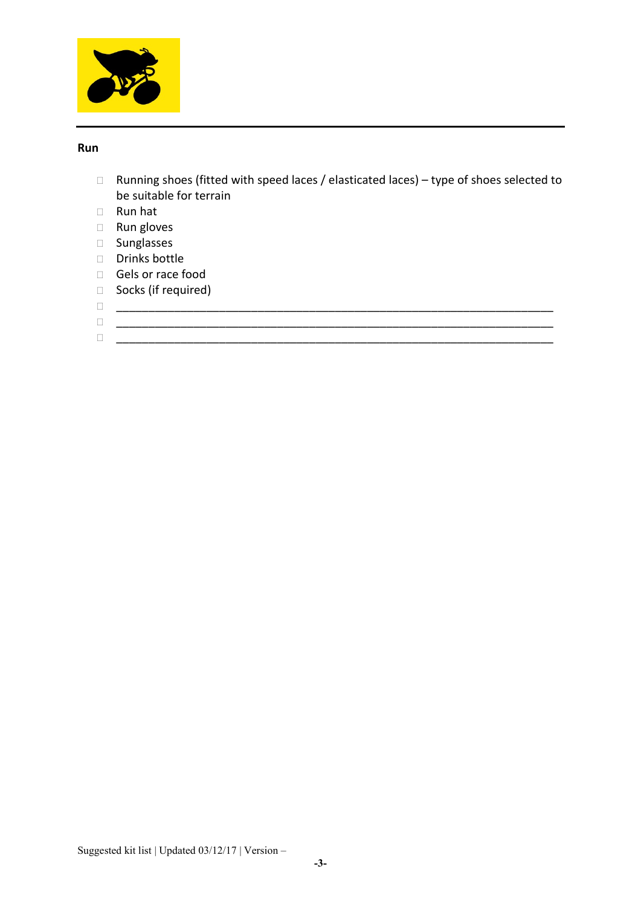**Run**

- Running shoes (fitted with speed laces / elasticated laces) – type of shoes selected to be suitable for terrain
- Run hat
- Run gloves
- Sunglasses
- Drinks bottle
- Gels or race food
- Socks (if required)
- ___________________________________________________________________
- ___________________________________________________________________
- ___________________________________________________________________

Suggested kit list | Updated 03/12/17 | Version –